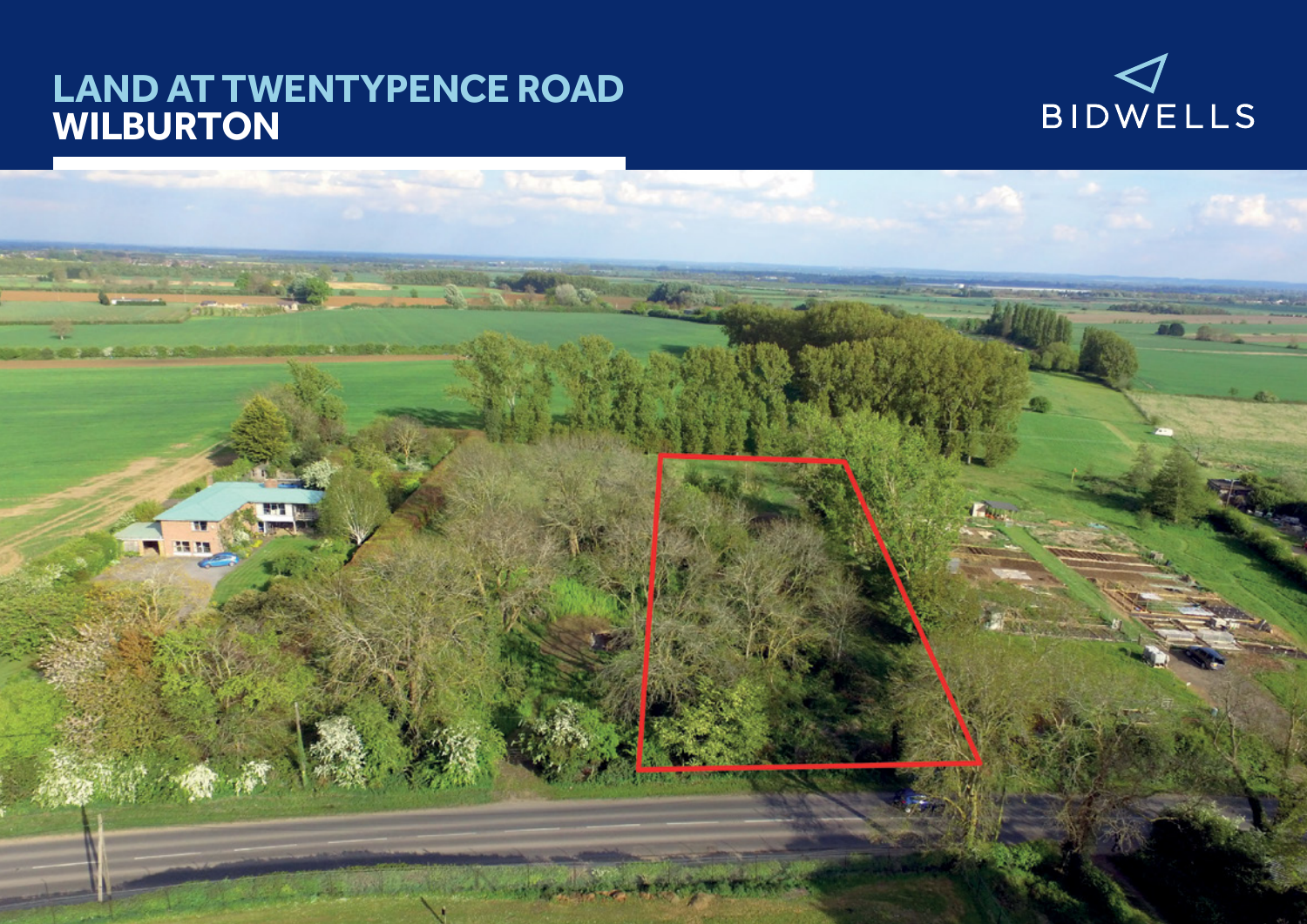# LAND AT TWENTYPENCE ROAD
# WILBURTON

BIDWELLS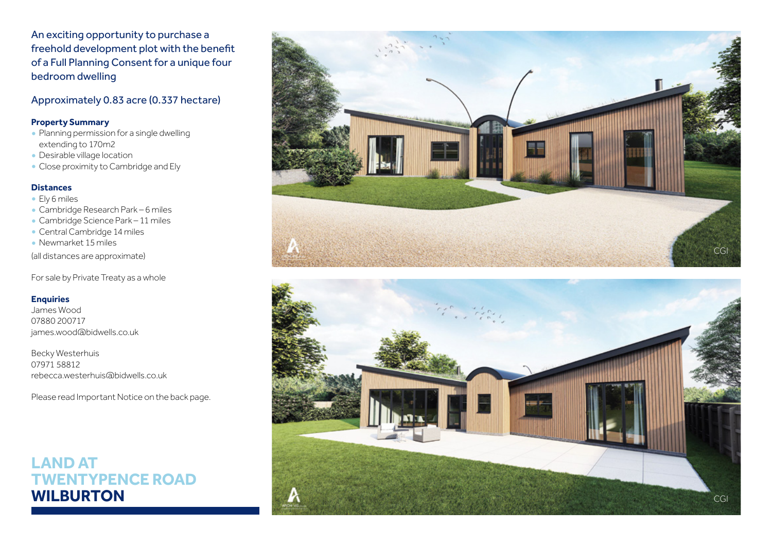# LAND AT TWENTYPENCE ROAD WILBURTON

An exciting opportunity to purchase a freehold development plot with the benefit of a Full Planning Consent for a unique four bedroom dwelling

Approximately 0.83 acre (0.337 hectare)

### Property Summary

- Planning permission for a single dwelling extending to 170m2
- Desirable village location
- Close proximity to Cambridge and Ely

### Distances

- Ely 6 miles
- Cambridge Research Park – 6 miles
- Cambridge Science Park – 11 miles
- Central Cambridge 14 miles
- Newmarket 15 miles

(all distances are approximate)

For sale by Private Treaty as a whole

### Enquiries

James Wood
07880 200717
james.wood@bidwells.co.uk

Becky Westerhuis
07971 58812
rebecca.westerhuis@bidwells.co.uk

Please read Important Notice on the back page.

CGI

CGI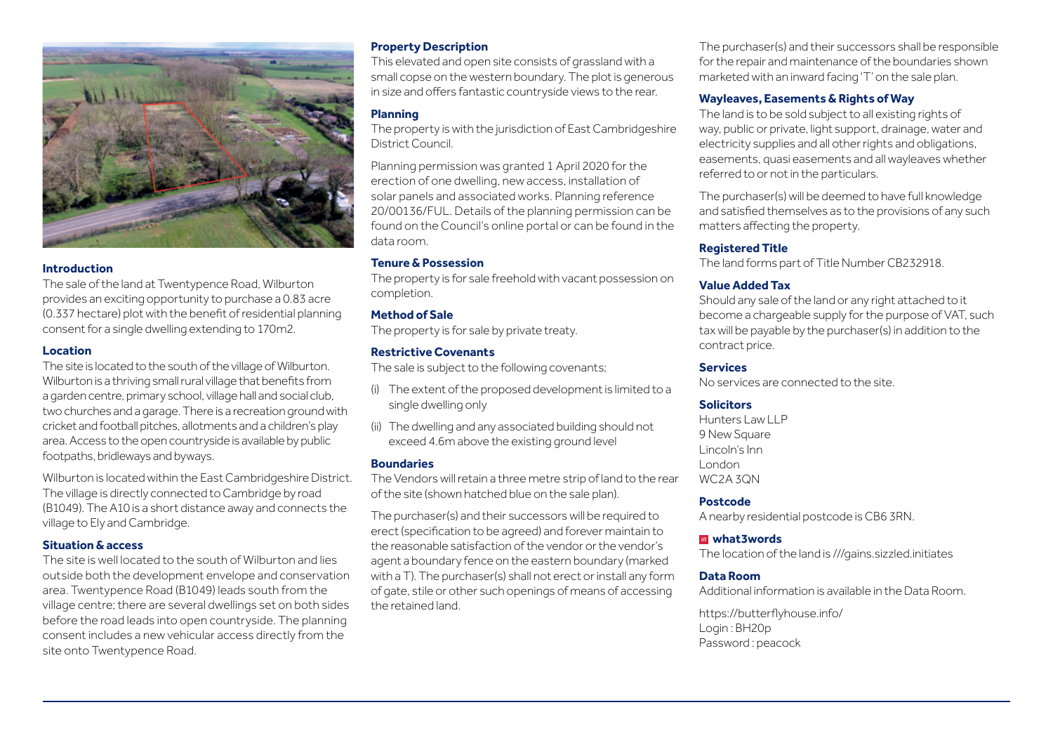## Introduction

The sale of the land at Twentypence Road, Wilburton provides an exciting opportunity to purchase a 0.83 acre (0.337 hectare) plot with the benefit of residential planning consent for a single dwelling extending to 170m2.

## Location

The site is located to the south of the village of Wilburton. Wilburton is a thriving small rural village that benefits from a garden centre, primary school, village hall and social club, two churches and a garage. There is a recreation ground with cricket and football pitches, allotments and a children's play area. Access to the open countryside is available by public footpaths, bridleways and byways.

Wilburton is located within the East Cambridgeshire District. The village is directly connected to Cambridge by road (B1049). The A10 is a short distance away and connects the village to Ely and Cambridge.

## Situation & access

The site is well located to the south of Wilburton and lies outside both the development envelope and conservation area. Twentypence Road (B1049) leads south from the village centre; there are several dwellings set on both sides before the road leads into open countryside. The planning consent includes a new vehicular access directly from the site onto Twentypence Road.

## Property Description

This elevated and open site consists of grassland with a small copse on the western boundary. The plot is generous in size and offers fantastic countryside views to the rear.

## Planning

The property is with the jurisdiction of East Cambridgeshire District Council.

Planning permission was granted 1 April 2020 for the erection of one dwelling, new access, installation of solar panels and associated works. Planning reference 20/00136/FUL. Details of the planning permission can be found on the Council's online portal or can be found in the data room.

## Tenure & Possession

The property is for sale freehold with vacant possession on completion.

## Method of Sale

The property is for sale by private treaty.

## Restrictive Covenants

The sale is subject to the following covenants;

(i) The extent of the proposed development is limited to a single dwelling only

(ii) The dwelling and any associated building should not exceed 4.6m above the existing ground level

## Boundaries

The Vendors will retain a three metre strip of land to the rear of the site (shown hatched blue on the sale plan).

The purchaser(s) and their successors will be required to erect (specification to be agreed) and forever maintain to the reasonable satisfaction of the vendor or the vendor's agent a boundary fence on the eastern boundary (marked with a T). The purchaser(s) shall not erect or install any form of gate, stile or other such openings of means of accessing the retained land.

The purchaser(s) and their successors shall be responsible for the repair and maintenance of the boundaries shown marketed with an inward facing 'T' on the sale plan.

## Wayleaves, Easements & Rights of Way

The land is to be sold subject to all existing rights of way, public or private, light support, drainage, water and electricity supplies and all other rights and obligations, easements, quasi easements and all wayleaves whether referred to or not in the particulars.

The purchaser(s) will be deemed to have full knowledge and satisfied themselves as to the provisions of any such matters affecting the property.

## Registered Title

The land forms part of Title Number CB232918.

## Value Added Tax

Should any sale of the land or any right attached to it become a chargeable supply for the purpose of VAT, such tax will be payable by the purchaser(s) in addition to the contract price.

## Services

No services are connected to the site.

## Solicitors

Hunters Law LLP
9 New Square
Lincoln's Inn
London
WC2A 3QN

## Postcode

A nearby residential postcode is CB6 3RN.

## what3words

The location of the land is ///gains.sizzled.initiates

## Data Room

Additional information is available in the Data Room.

https://butterflyhouse.info/
Login : BH20p
Password : peacock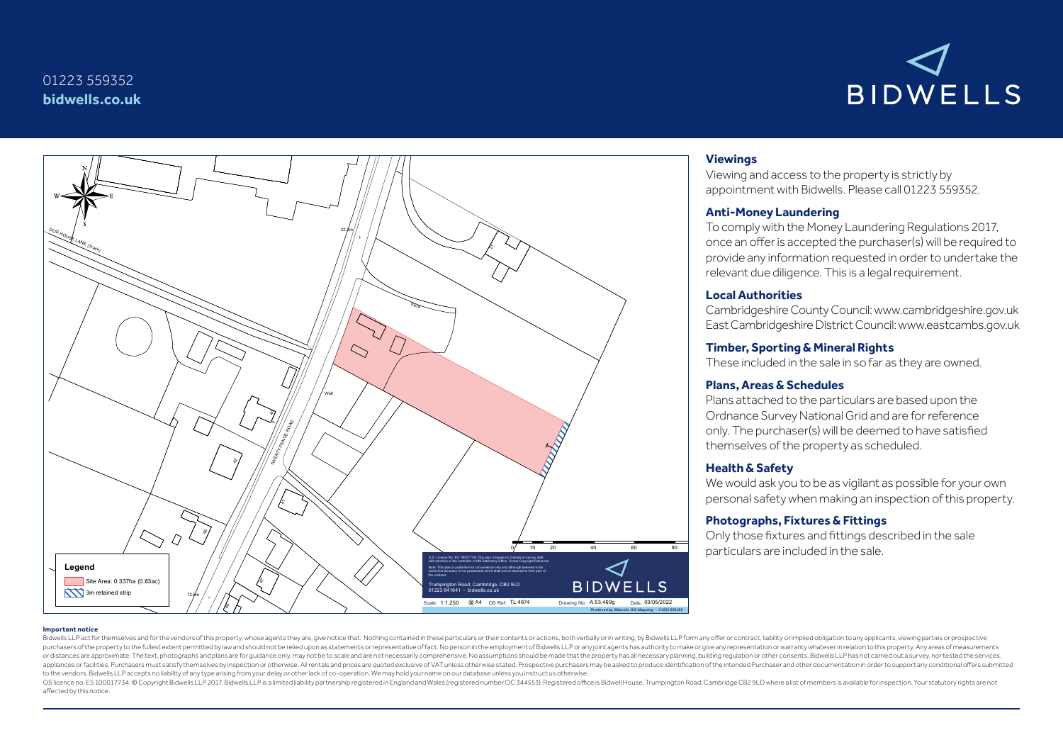01223 559352
**bidwells.co.uk**

BIDWELLS

N
W E
S

DOG HOUSE LANE (Track)

22.2m

Track

Well

TWENTY PENCE ROAD

12.8m

0 10 20 40 60 80

O.S. Licence No: ES 100017734 This plan is based on Ordnance Survey data with sanction of the controller of HM Stationery Office. Crown Copyright Reserved.

Note: This plan is published for convenience only and although believed to be correct its accuracy is not guaranteed and it shall not be deemed to form part of the contract.

Trumpington Road, Cambridge, CB2 9LD
01223 841841 - bidwells.co.uk

BIDWELLS

Scale: 1:1,250 @ A4 OS Ref: TL 4874 Drawing No: A.53,469g Date: 03/05/2022

*Produced by Bidwells GIS Mapping - 01223 559268*

**Legend**

Site Area: 0.337ha (0.83ac)

3m retained strip

## Viewings

Viewing and access to the property is strictly by appointment with Bidwells. Please call 01223 559352.

## Anti-Money Laundering

To comply with the Money Laundering Regulations 2017, once an offer is accepted the purchaser(s) will be required to provide any information requested in order to undertake the relevant due diligence. This is a legal requirement.

## Local Authorities

Cambridgeshire County Council: www.cambridgeshire.gov.uk
East Cambridgeshire District Council: www.eastcambs.gov.uk

## Timber, Sporting & Mineral Rights

These included in the sale in so far as they are owned.

## Plans, Areas & Schedules

Plans attached to the particulars are based upon the Ordnance Survey National Grid and are for reference only. The purchaser(s) will be deemed to have satisfied themselves of the property as scheduled.

## Health & Safety

We would ask you to be as vigilant as possible for your own personal safety when making an inspection of this property.

## Photographs, Fixtures & Fittings

Only those fixtures and fittings described in the sale particulars are included in the sale.

**Important notice**

Bidwells LLP act for themselves and for the vendors of this property, whose agents they are, give notice that: Nothing contained in these particulars or their contents or actions, both verbally or in writing, by Bidwells LLP form any offer or contract, liability or implied obligation to any applicants, viewing parties or prospective purchasers of the property to the fullest extent permitted by law and should not be relied upon as statements or representative of fact. No person in the employment of Bidwells LLP or any joint agents has authority to make or give any representation or warranty whatever in relation to this property. Any areas of measurements or distances are approximate. The text, photographs and plans are for guidance only, may not be to scale and are not necessarily comprehensive. No assumptions should be made that the property has all necessary planning, building regulation or other consents. Bidwells LLP has not carried out a survey, nor tested the services, appliances or facilities. Purchasers must satisfy themselves by inspection or otherwise. All rentals and prices are quoted exclusive of VAT unless otherwise stated. Prospective purchasers may be asked to produce identification of the intended Purchaser and other documentation in order to support any conditional offers submitted to the vendors. Bidwells LLP accepts no liability of any type arising from your delay or other lack of co-operation. We may hold your name on our database unless you instruct us otherwise.

OS licence no. ES 100017734. © Copyright Bidwells LLP 2017. Bidwells LLP is a limited liability partnership registered in England and Wales (registered number OC 344553). Registered office is Bidwell House, Trumpington Road, Cambridge CB2 9LD where a list of members is available for inspection. Your statutory rights are not affected by this notice.